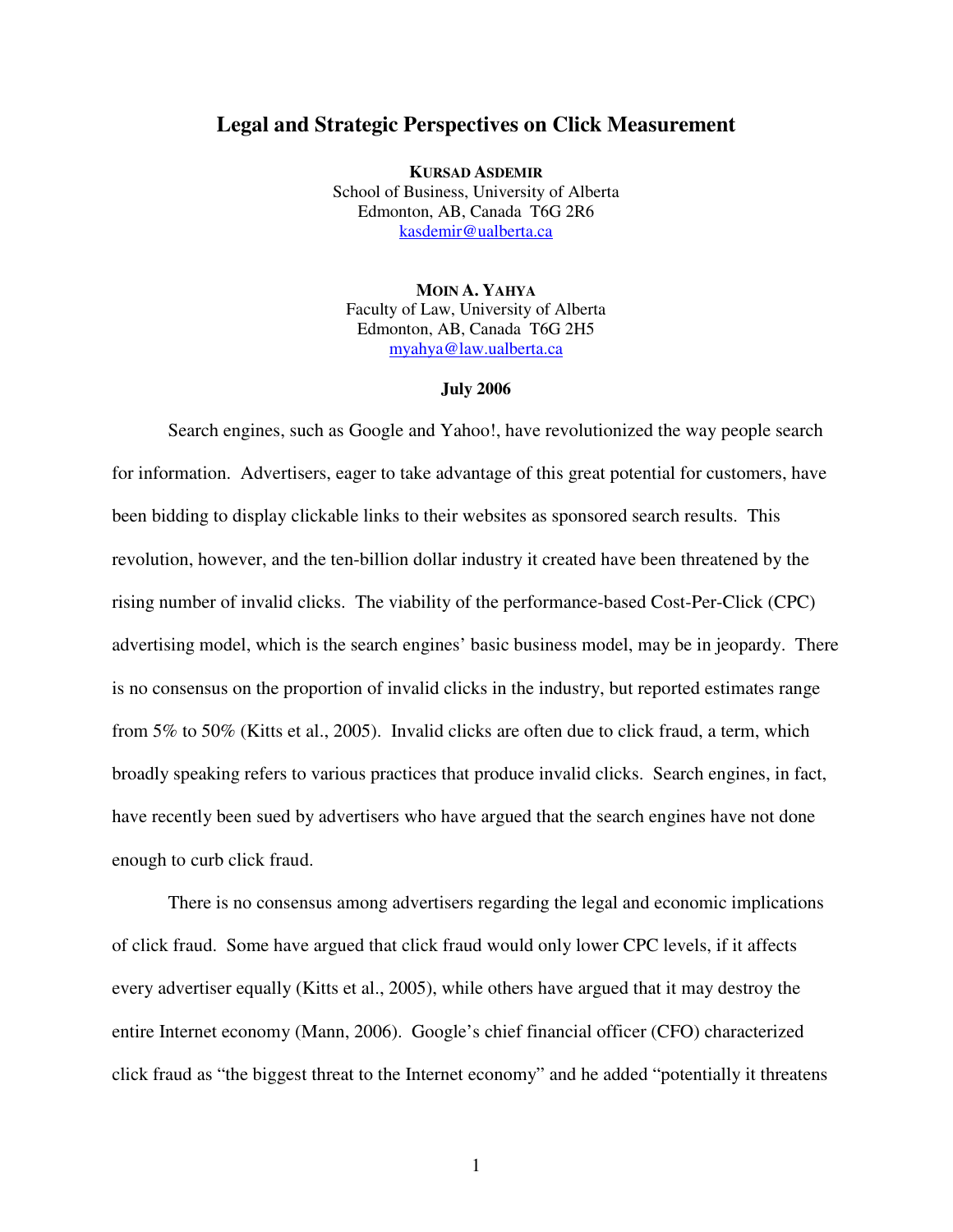# Legal and Strategic Perspectives on Click Measurement

**KURSAD ASDEMIR**
School of Business, University of Alberta
Edmonton, AB, Canada T6G 2R6
kasdemir@ualberta.ca

**MOIN A. YAHYA**
Faculty of Law, University of Alberta
Edmonton, AB, Canada T6G 2H5
myahya@law.ualberta.ca

**July 2006**

Search engines, such as Google and Yahoo!, have revolutionized the way people search for information. Advertisers, eager to take advantage of this great potential for customers, have been bidding to display clickable links to their websites as sponsored search results. This revolution, however, and the ten-billion dollar industry it created have been threatened by the rising number of invalid clicks. The viability of the performance-based Cost-Per-Click (CPC) advertising model, which is the search engines' basic business model, may be in jeopardy. There is no consensus on the proportion of invalid clicks in the industry, but reported estimates range from 5% to 50% (Kitts et al., 2005). Invalid clicks are often due to click fraud, a term, which broadly speaking refers to various practices that produce invalid clicks. Search engines, in fact, have recently been sued by advertisers who have argued that the search engines have not done enough to curb click fraud.

There is no consensus among advertisers regarding the legal and economic implications of click fraud. Some have argued that click fraud would only lower CPC levels, if it affects every advertiser equally (Kitts et al., 2005), while others have argued that it may destroy the entire Internet economy (Mann, 2006). Google's chief financial officer (CFO) characterized click fraud as "the biggest threat to the Internet economy" and he added "potentially it threatens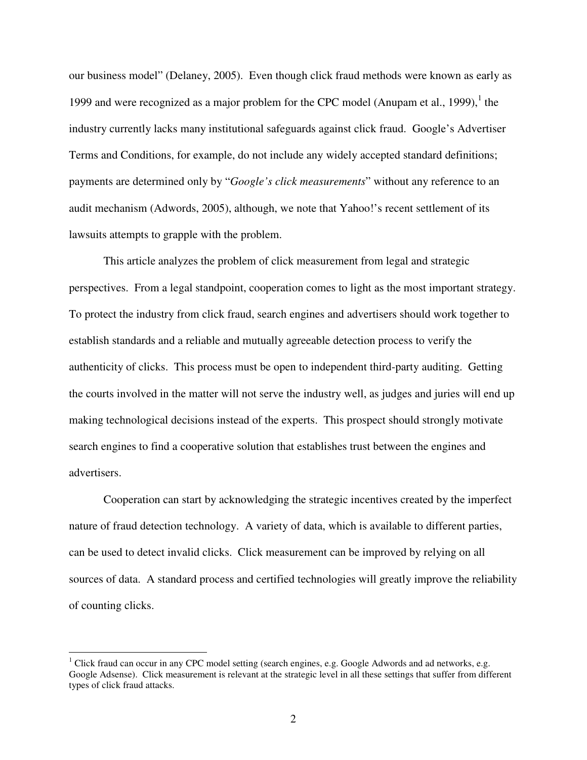our business model" (Delaney, 2005). Even though click fraud methods were known as early as 1999 and were recognized as a major problem for the CPC model (Anupam et al., 1999),[1] the industry currently lacks many institutional safeguards against click fraud. Google's Advertiser Terms and Conditions, for example, do not include any widely accepted standard definitions; payments are determined only by "*Google's click measurements*" without any reference to an audit mechanism (Adwords, 2005), although, we note that Yahoo!'s recent settlement of its lawsuits attempts to grapple with the problem.

This article analyzes the problem of click measurement from legal and strategic perspectives. From a legal standpoint, cooperation comes to light as the most important strategy. To protect the industry from click fraud, search engines and advertisers should work together to establish standards and a reliable and mutually agreeable detection process to verify the authenticity of clicks. This process must be open to independent third-party auditing. Getting the courts involved in the matter will not serve the industry well, as judges and juries will end up making technological decisions instead of the experts. This prospect should strongly motivate search engines to find a cooperative solution that establishes trust between the engines and advertisers.

Cooperation can start by acknowledging the strategic incentives created by the imperfect nature of fraud detection technology. A variety of data, which is available to different parties, can be used to detect invalid clicks. Click measurement can be improved by relying on all sources of data. A standard process and certified technologies will greatly improve the reliability of counting clicks.

[1] Click fraud can occur in any CPC model setting (search engines, e.g. Google Adwords and ad networks, e.g. Google Adsense). Click measurement is relevant at the strategic level in all these settings that suffer from different types of click fraud attacks.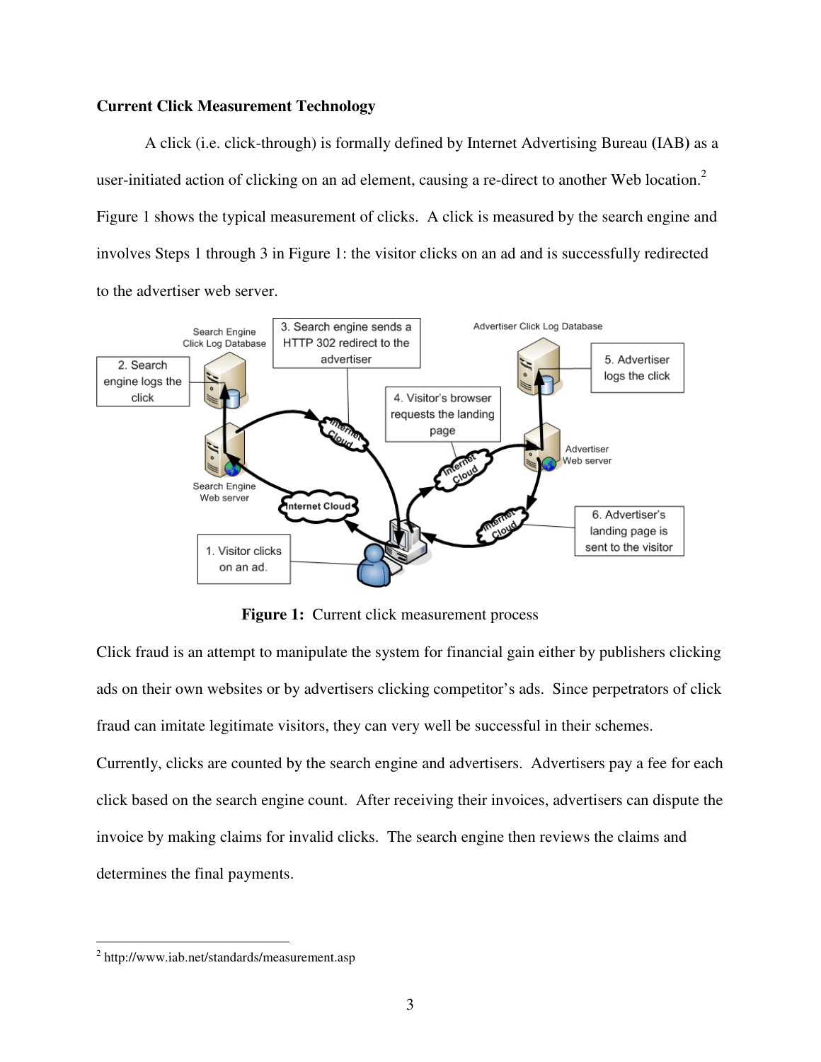### Current Click Measurement Technology

A click (i.e. click-through) is formally defined by Internet Advertising Bureau (IAB) as a user-initiated action of clicking on an ad element, causing a re-direct to another Web location.[2] Figure 1 shows the typical measurement of clicks. A click is measured by the search engine and involves Steps 1 through 3 in Figure 1: the visitor clicks on an ad and is successfully redirected to the advertiser web server.

Search Engine Click Log Database

2. Search engine logs the click

3. Search engine sends a HTTP 302 redirect to the advertiser

Advertiser Click Log Database

5. Advertiser logs the click

4. Visitor's browser requests the landing page

Search Engine Web server

Advertiser Web server

Internet Cloud

6. Advertiser's landing page is sent to the visitor

1. Visitor clicks on an ad.

**Figure 1:** Current click measurement process

Click fraud is an attempt to manipulate the system for financial gain either by publishers clicking ads on their own websites or by advertisers clicking competitor's ads. Since perpetrators of click fraud can imitate legitimate visitors, they can very well be successful in their schemes. Currently, clicks are counted by the search engine and advertisers. Advertisers pay a fee for each click based on the search engine count. After receiving their invoices, advertisers can dispute the invoice by making claims for invalid clicks. The search engine then reviews the claims and determines the final payments.

---

[2] http://www.iab.net/standards/measurement.asp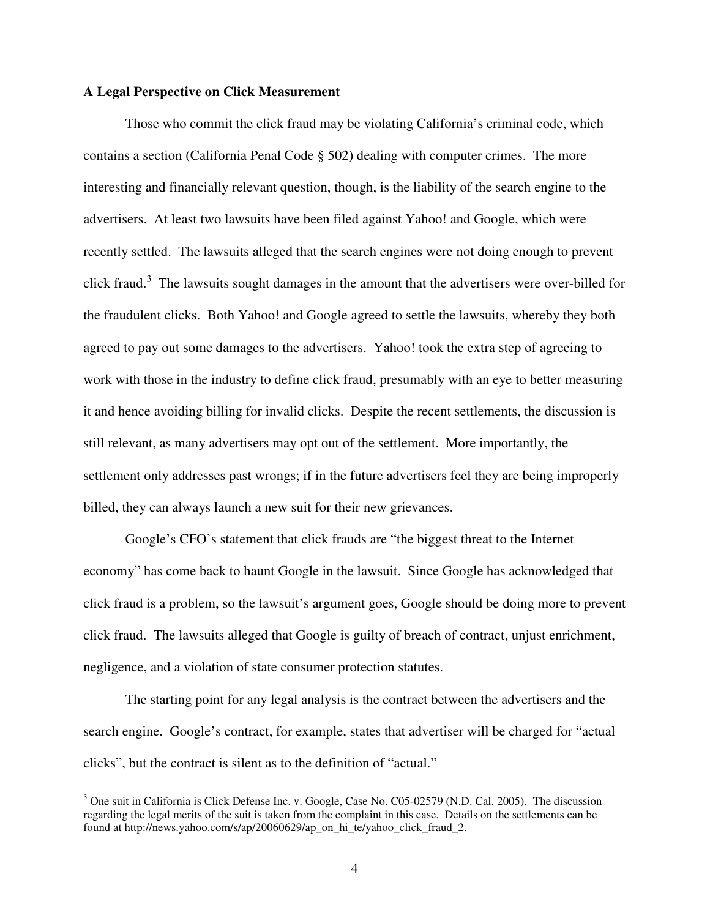**A Legal Perspective on Click Measurement**

Those who commit the click fraud may be violating California's criminal code, which contains a section (California Penal Code § 502) dealing with computer crimes. The more interesting and financially relevant question, though, is the liability of the search engine to the advertisers. At least two lawsuits have been filed against Yahoo! and Google, which were recently settled. The lawsuits alleged that the search engines were not doing enough to prevent click fraud.[3] The lawsuits sought damages in the amount that the advertisers were over-billed for the fraudulent clicks. Both Yahoo! and Google agreed to settle the lawsuits, whereby they both agreed to pay out some damages to the advertisers. Yahoo! took the extra step of agreeing to work with those in the industry to define click fraud, presumably with an eye to better measuring it and hence avoiding billing for invalid clicks. Despite the recent settlements, the discussion is still relevant, as many advertisers may opt out of the settlement. More importantly, the settlement only addresses past wrongs; if in the future advertisers feel they are being improperly billed, they can always launch a new suit for their new grievances.

Google's CFO's statement that click frauds are "the biggest threat to the Internet economy" has come back to haunt Google in the lawsuit. Since Google has acknowledged that click fraud is a problem, so the lawsuit's argument goes, Google should be doing more to prevent click fraud. The lawsuits alleged that Google is guilty of breach of contract, unjust enrichment, negligence, and a violation of state consumer protection statutes.

The starting point for any legal analysis is the contract between the advertisers and the search engine. Google's contract, for example, states that advertiser will be charged for "actual clicks", but the contract is silent as to the definition of "actual."

---

[3] One suit in California is Click Defense Inc. v. Google, Case No. C05-02579 (N.D. Cal. 2005). The discussion regarding the legal merits of the suit is taken from the complaint in this case. Details on the settlements can be found at http://news.yahoo.com/s/ap/20060629/ap_on_hi_te/yahoo_click_fraud_2.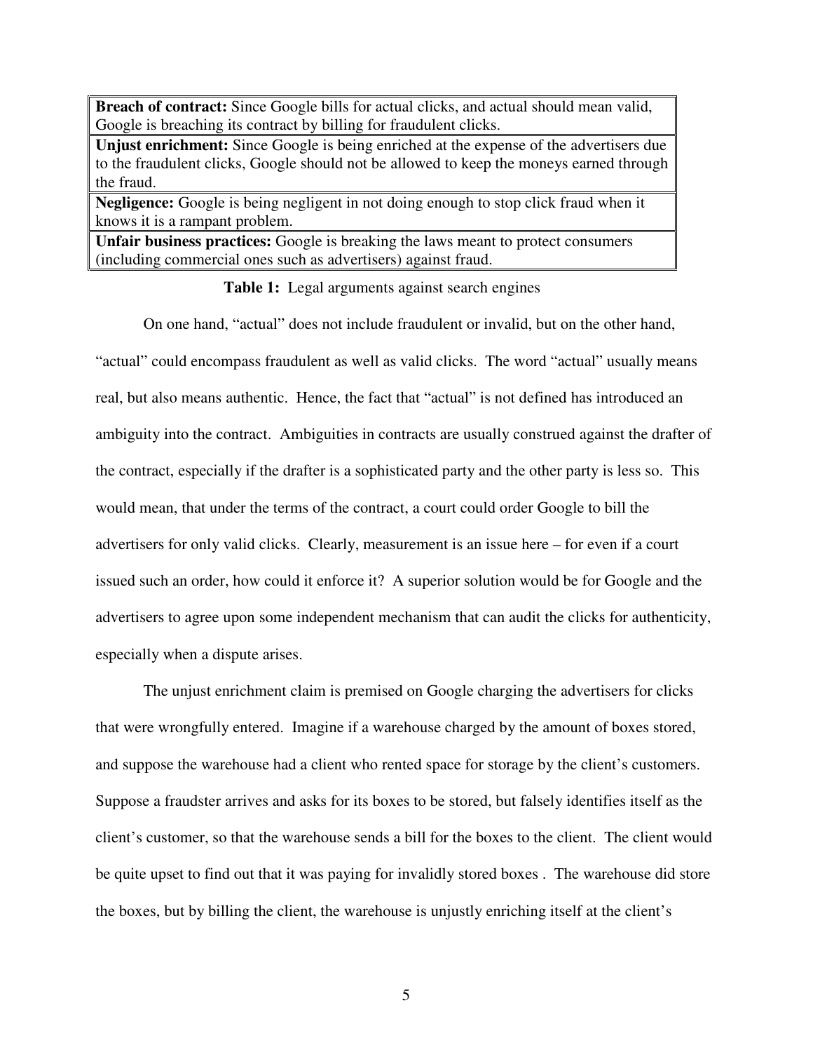| |
|---|
| **Breach of contract:** Since Google bills for actual clicks, and actual should mean valid, Google is breaching its contract by billing for fraudulent clicks. |
| **Unjust enrichment:** Since Google is being enriched at the expense of the advertisers due to the fraudulent clicks, Google should not be allowed to keep the moneys earned through the fraud. |
| **Negligence:** Google is being negligent in not doing enough to stop click fraud when it knows it is a rampant problem. |
| **Unfair business practices:** Google is breaking the laws meant to protect consumers (including commercial ones such as advertisers) against fraud. |

**Table 1:** Legal arguments against search engines

On one hand, "actual" does not include fraudulent or invalid, but on the other hand, "actual" could encompass fraudulent as well as valid clicks. The word "actual" usually means real, but also means authentic. Hence, the fact that "actual" is not defined has introduced an ambiguity into the contract. Ambiguities in contracts are usually construed against the drafter of the contract, especially if the drafter is a sophisticated party and the other party is less so. This would mean, that under the terms of the contract, a court could order Google to bill the advertisers for only valid clicks. Clearly, measurement is an issue here – for even if a court issued such an order, how could it enforce it? A superior solution would be for Google and the advertisers to agree upon some independent mechanism that can audit the clicks for authenticity, especially when a dispute arises.

The unjust enrichment claim is premised on Google charging the advertisers for clicks that were wrongfully entered. Imagine if a warehouse charged by the amount of boxes stored, and suppose the warehouse had a client who rented space for storage by the client's customers. Suppose a fraudster arrives and asks for its boxes to be stored, but falsely identifies itself as the client's customer, so that the warehouse sends a bill for the boxes to the client. The client would be quite upset to find out that it was paying for invalidly stored boxes . The warehouse did store the boxes, but by billing the client, the warehouse is unjustly enriching itself at the client's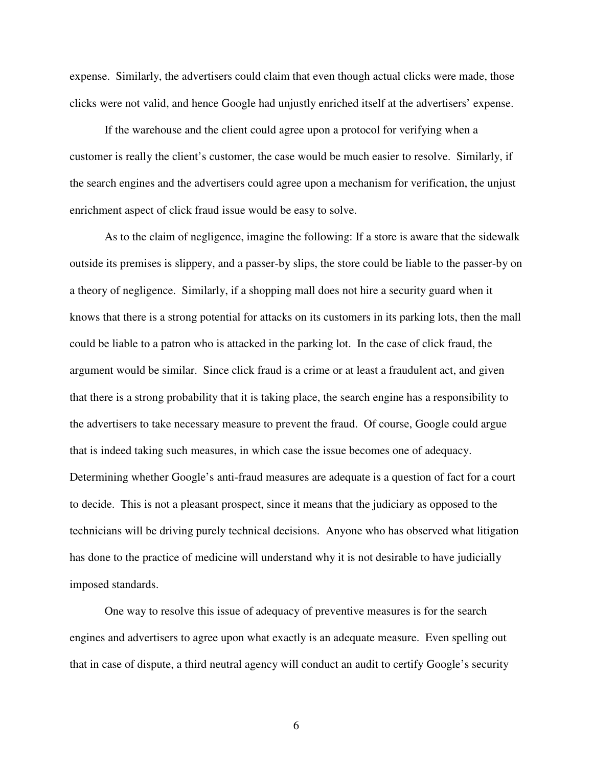expense. Similarly, the advertisers could claim that even though actual clicks were made, those clicks were not valid, and hence Google had unjustly enriched itself at the advertisers' expense.

If the warehouse and the client could agree upon a protocol for verifying when a customer is really the client's customer, the case would be much easier to resolve. Similarly, if the search engines and the advertisers could agree upon a mechanism for verification, the unjust enrichment aspect of click fraud issue would be easy to solve.

As to the claim of negligence, imagine the following: If a store is aware that the sidewalk outside its premises is slippery, and a passer-by slips, the store could be liable to the passer-by on a theory of negligence. Similarly, if a shopping mall does not hire a security guard when it knows that there is a strong potential for attacks on its customers in its parking lots, then the mall could be liable to a patron who is attacked in the parking lot. In the case of click fraud, the argument would be similar. Since click fraud is a crime or at least a fraudulent act, and given that there is a strong probability that it is taking place, the search engine has a responsibility to the advertisers to take necessary measure to prevent the fraud. Of course, Google could argue that is indeed taking such measures, in which case the issue becomes one of adequacy. Determining whether Google's anti-fraud measures are adequate is a question of fact for a court to decide. This is not a pleasant prospect, since it means that the judiciary as opposed to the technicians will be driving purely technical decisions. Anyone who has observed what litigation has done to the practice of medicine will understand why it is not desirable to have judicially imposed standards.

One way to resolve this issue of adequacy of preventive measures is for the search engines and advertisers to agree upon what exactly is an adequate measure. Even spelling out that in case of dispute, a third neutral agency will conduct an audit to certify Google's security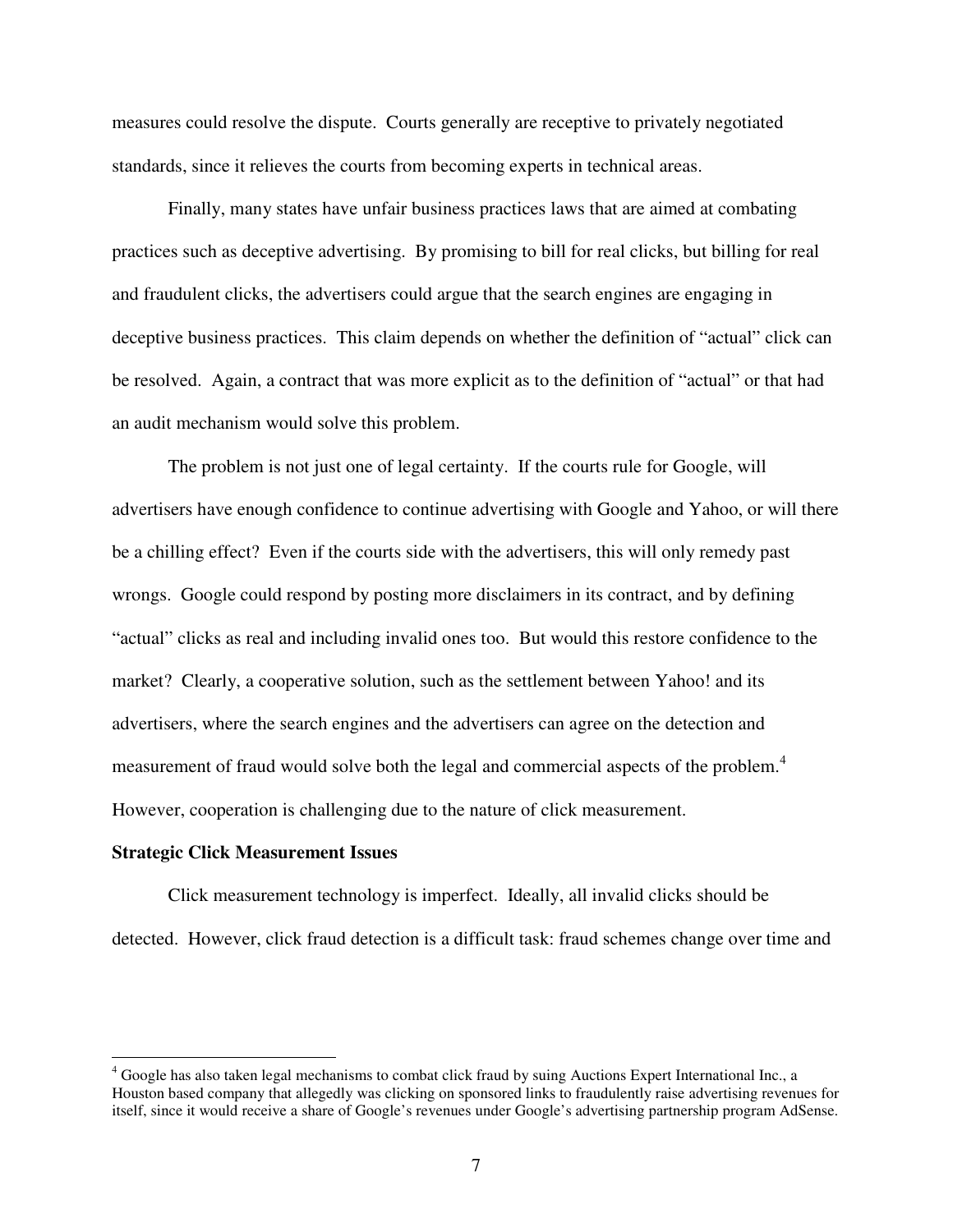measures could resolve the dispute. Courts generally are receptive to privately negotiated standards, since it relieves the courts from becoming experts in technical areas.

Finally, many states have unfair business practices laws that are aimed at combating practices such as deceptive advertising. By promising to bill for real clicks, but billing for real and fraudulent clicks, the advertisers could argue that the search engines are engaging in deceptive business practices. This claim depends on whether the definition of "actual" click can be resolved. Again, a contract that was more explicit as to the definition of "actual" or that had an audit mechanism would solve this problem.

The problem is not just one of legal certainty. If the courts rule for Google, will advertisers have enough confidence to continue advertising with Google and Yahoo, or will there be a chilling effect? Even if the courts side with the advertisers, this will only remedy past wrongs. Google could respond by posting more disclaimers in its contract, and by defining "actual" clicks as real and including invalid ones too. But would this restore confidence to the market? Clearly, a cooperative solution, such as the settlement between Yahoo! and its advertisers, where the search engines and the advertisers can agree on the detection and measurement of fraud would solve both the legal and commercial aspects of the problem.[4] However, cooperation is challenging due to the nature of click measurement.

**Strategic Click Measurement Issues**

Click measurement technology is imperfect. Ideally, all invalid clicks should be detected. However, click fraud detection is a difficult task: fraud schemes change over time and

[4] Google has also taken legal mechanisms to combat click fraud by suing Auctions Expert International Inc., a Houston based company that allegedly was clicking on sponsored links to fraudulently raise advertising revenues for itself, since it would receive a share of Google's revenues under Google's advertising partnership program AdSense.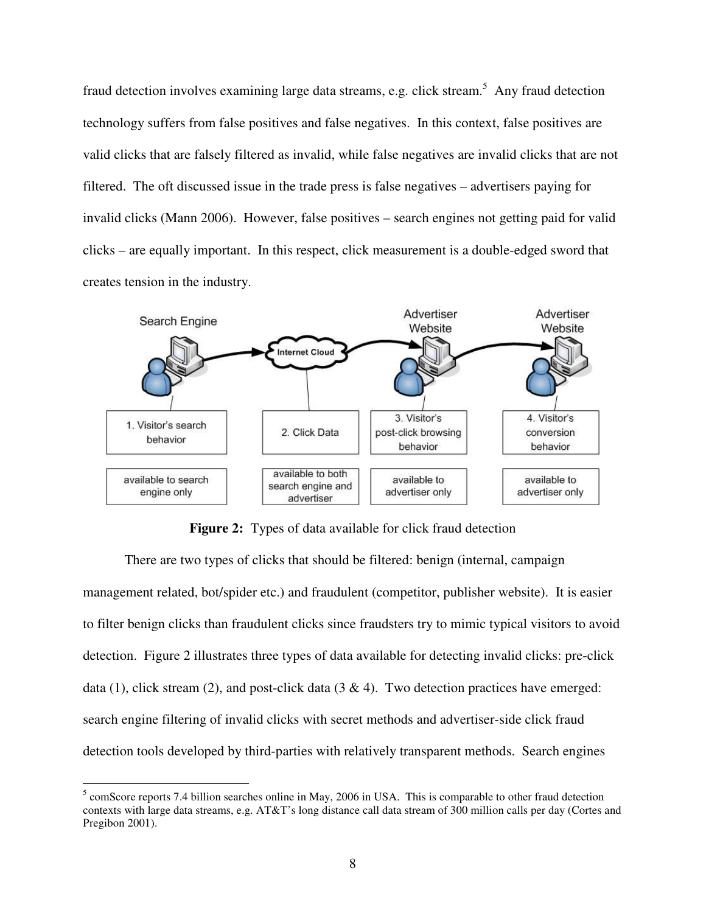fraud detection involves examining large data streams, e.g. click stream.[5] Any fraud detection technology suffers from false positives and false negatives. In this context, false positives are valid clicks that are falsely filtered as invalid, while false negatives are invalid clicks that are not filtered. The oft discussed issue in the trade press is false negatives – advertisers paying for invalid clicks (Mann 2006). However, false positives – search engines not getting paid for valid clicks – are equally important. In this respect, click measurement is a double-edged sword that creates tension in the industry.

Search Engine

Internet Cloud

Advertiser Website

Advertiser Website

1. Visitor's search behavior

2. Click Data

3. Visitor's post-click browsing behavior

4. Visitor's conversion behavior

available to search engine only

available to both search engine and advertiser

available to advertiser only

available to advertiser only

**Figure 2:** Types of data available for click fraud detection

There are two types of clicks that should be filtered: benign (internal, campaign management related, bot/spider etc.) and fraudulent (competitor, publisher website). It is easier to filter benign clicks than fraudulent clicks since fraudsters try to mimic typical visitors to avoid detection. Figure 2 illustrates three types of data available for detecting invalid clicks: pre-click data (1), click stream (2), and post-click data (3 & 4). Two detection practices have emerged: search engine filtering of invalid clicks with secret methods and advertiser-side click fraud detection tools developed by third-parties with relatively transparent methods. Search engines

[5] comScore reports 7.4 billion searches online in May, 2006 in USA. This is comparable to other fraud detection contexts with large data streams, e.g. AT&T's long distance call data stream of 300 million calls per day (Cortes and Pregibon 2001).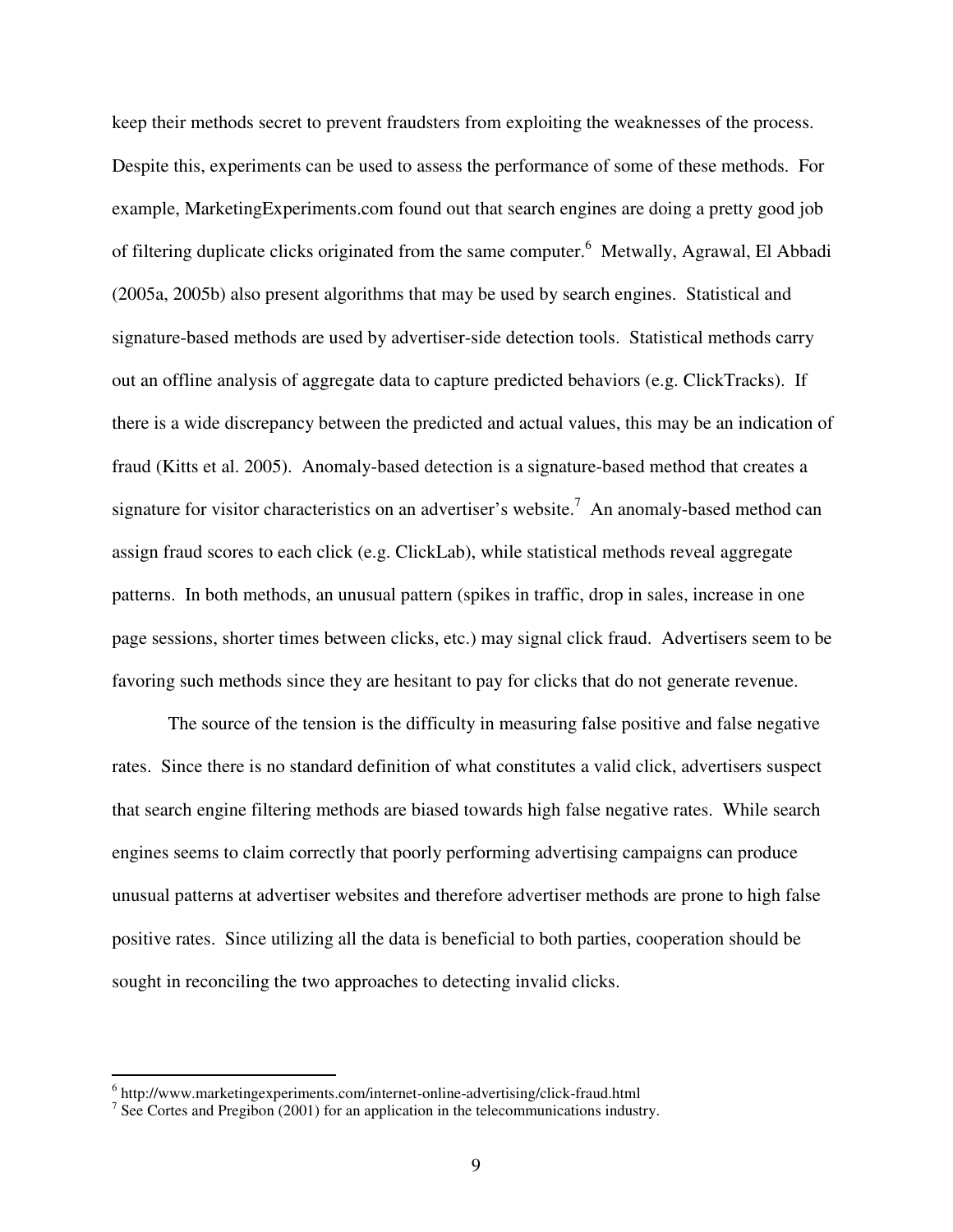keep their methods secret to prevent fraudsters from exploiting the weaknesses of the process. Despite this, experiments can be used to assess the performance of some of these methods. For example, MarketingExperiments.com found out that search engines are doing a pretty good job of filtering duplicate clicks originated from the same computer.[6] Metwally, Agrawal, El Abbadi (2005a, 2005b) also present algorithms that may be used by search engines. Statistical and signature-based methods are used by advertiser-side detection tools. Statistical methods carry out an offline analysis of aggregate data to capture predicted behaviors (e.g. ClickTracks). If there is a wide discrepancy between the predicted and actual values, this may be an indication of fraud (Kitts et al. 2005). Anomaly-based detection is a signature-based method that creates a signature for visitor characteristics on an advertiser's website.[7] An anomaly-based method can assign fraud scores to each click (e.g. ClickLab), while statistical methods reveal aggregate patterns. In both methods, an unusual pattern (spikes in traffic, drop in sales, increase in one page sessions, shorter times between clicks, etc.) may signal click fraud. Advertisers seem to be favoring such methods since they are hesitant to pay for clicks that do not generate revenue.

The source of the tension is the difficulty in measuring false positive and false negative rates. Since there is no standard definition of what constitutes a valid click, advertisers suspect that search engine filtering methods are biased towards high false negative rates. While search engines seems to claim correctly that poorly performing advertising campaigns can produce unusual patterns at advertiser websites and therefore advertiser methods are prone to high false positive rates. Since utilizing all the data is beneficial to both parties, cooperation should be sought in reconciling the two approaches to detecting invalid clicks.

---

[6] http://www.marketingexperiments.com/internet-online-advertising/click-fraud.html

[7] See Cortes and Pregibon (2001) for an application in the telecommunications industry.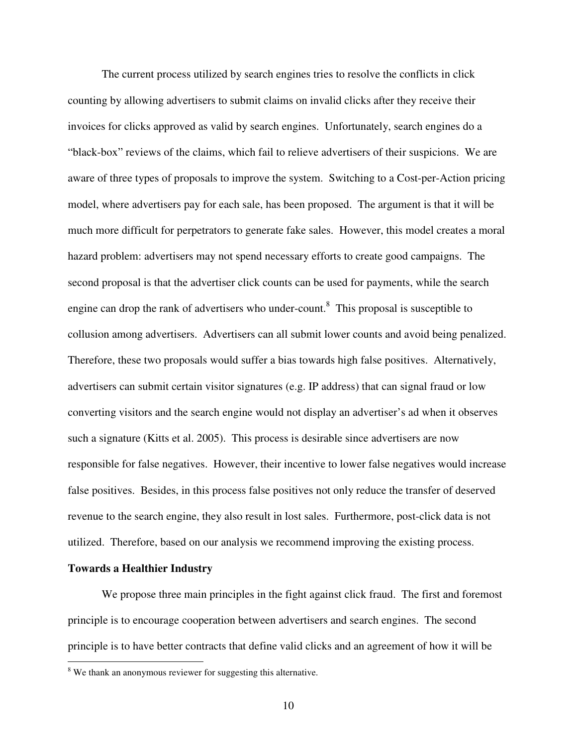The current process utilized by search engines tries to resolve the conflicts in click counting by allowing advertisers to submit claims on invalid clicks after they receive their invoices for clicks approved as valid by search engines. Unfortunately, search engines do a "black-box" reviews of the claims, which fail to relieve advertisers of their suspicions. We are aware of three types of proposals to improve the system. Switching to a Cost-per-Action pricing model, where advertisers pay for each sale, has been proposed. The argument is that it will be much more difficult for perpetrators to generate fake sales. However, this model creates a moral hazard problem: advertisers may not spend necessary efforts to create good campaigns. The second proposal is that the advertiser click counts can be used for payments, while the search engine can drop the rank of advertisers who under-count.[8] This proposal is susceptible to collusion among advertisers. Advertisers can all submit lower counts and avoid being penalized. Therefore, these two proposals would suffer a bias towards high false positives. Alternatively, advertisers can submit certain visitor signatures (e.g. IP address) that can signal fraud or low converting visitors and the search engine would not display an advertiser's ad when it observes such a signature (Kitts et al. 2005). This process is desirable since advertisers are now responsible for false negatives. However, their incentive to lower false negatives would increase false positives. Besides, in this process false positives not only reduce the transfer of deserved revenue to the search engine, they also result in lost sales. Furthermore, post-click data is not utilized. Therefore, based on our analysis we recommend improving the existing process.

**Towards a Healthier Industry**

We propose three main principles in the fight against click fraud. The first and foremost principle is to encourage cooperation between advertisers and search engines. The second principle is to have better contracts that define valid clicks and an agreement of how it will be

[8] We thank an anonymous reviewer for suggesting this alternative.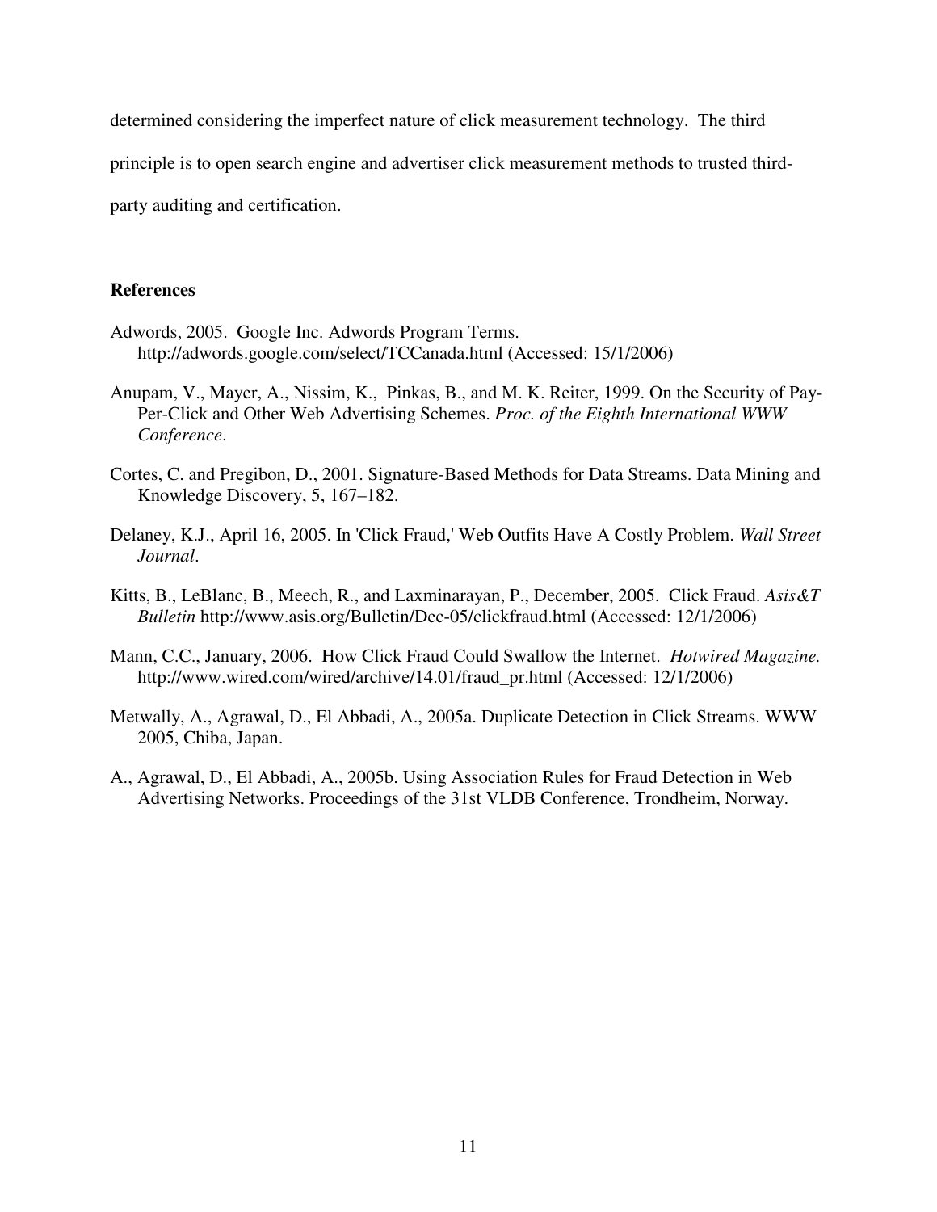determined considering the imperfect nature of click measurement technology. The third principle is to open search engine and advertiser click measurement methods to trusted third-party auditing and certification.

## References

Adwords, 2005. Google Inc. Adwords Program Terms. http://adwords.google.com/select/TCCanada.html (Accessed: 15/1/2006)

Anupam, V., Mayer, A., Nissim, K., Pinkas, B., and M. K. Reiter, 1999. On the Security of Pay-Per-Click and Other Web Advertising Schemes. *Proc. of the Eighth International WWW Conference*.

Cortes, C. and Pregibon, D., 2001. Signature-Based Methods for Data Streams. Data Mining and Knowledge Discovery, 5, 167–182.

Delaney, K.J., April 16, 2005. In 'Click Fraud,' Web Outfits Have A Costly Problem. *Wall Street Journal*.

Kitts, B., LeBlanc, B., Meech, R., and Laxminarayan, P., December, 2005. Click Fraud. *Asis&T Bulletin* http://www.asis.org/Bulletin/Dec-05/clickfraud.html (Accessed: 12/1/2006)

Mann, C.C., January, 2006. How Click Fraud Could Swallow the Internet. *Hotwired Magazine.* http://www.wired.com/wired/archive/14.01/fraud_pr.html (Accessed: 12/1/2006)

Metwally, A., Agrawal, D., El Abbadi, A., 2005a. Duplicate Detection in Click Streams. WWW 2005, Chiba, Japan.

A., Agrawal, D., El Abbadi, A., 2005b. Using Association Rules for Fraud Detection in Web Advertising Networks. Proceedings of the 31st VLDB Conference, Trondheim, Norway.